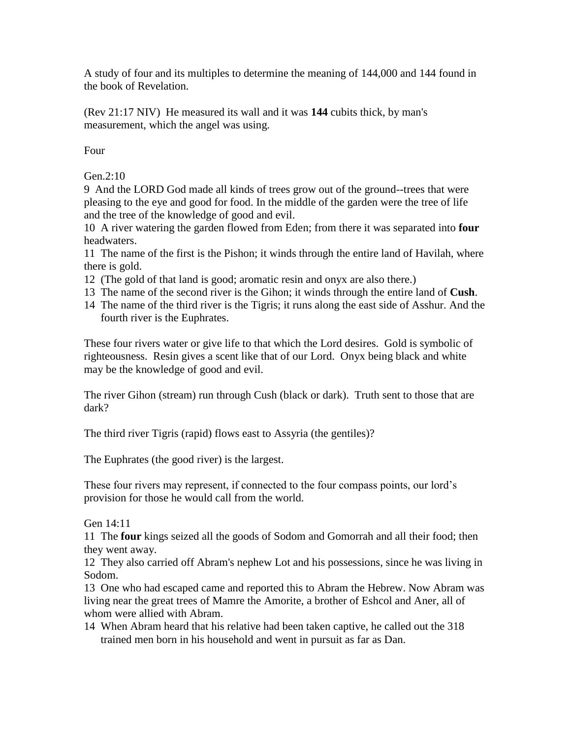A study of four and its multiples to determine the meaning of 144,000 and 144 found in the book of Revelation.

(Rev 21:17 NIV) He measured its wall and it was **144** cubits thick, by man's measurement, which the angel was using.

Four

Gen.2:10

9 And the LORD God made all kinds of trees grow out of the ground--trees that were pleasing to the eye and good for food. In the middle of the garden were the tree of life and the tree of the knowledge of good and evil.

10 A river watering the garden flowed from Eden; from there it was separated into **four** headwaters.

11 The name of the first is the Pishon; it winds through the entire land of Havilah, where there is gold.

12 (The gold of that land is good; aromatic resin and onyx are also there.)

13 The name of the second river is the Gihon; it winds through the entire land of **Cush**.

14 The name of the third river is the Tigris; it runs along the east side of Asshur. And the fourth river is the Euphrates.

These four rivers water or give life to that which the Lord desires. Gold is symbolic of righteousness. Resin gives a scent like that of our Lord. Onyx being black and white may be the knowledge of good and evil.

The river Gihon (stream) run through Cush (black or dark). Truth sent to those that are dark?

The third river Tigris (rapid) flows east to Assyria (the gentiles)?

The Euphrates (the good river) is the largest.

These four rivers may represent, if connected to the four compass points, our lord's provision for those he would call from the world.

Gen 14:11

11 The **four** kings seized all the goods of Sodom and Gomorrah and all their food; then they went away.

12 They also carried off Abram's nephew Lot and his possessions, since he was living in Sodom.

13 One who had escaped came and reported this to Abram the Hebrew. Now Abram was living near the great trees of Mamre the Amorite, a brother of Eshcol and Aner, all of whom were allied with Abram.

14 When Abram heard that his relative had been taken captive, he called out the 318 trained men born in his household and went in pursuit as far as Dan.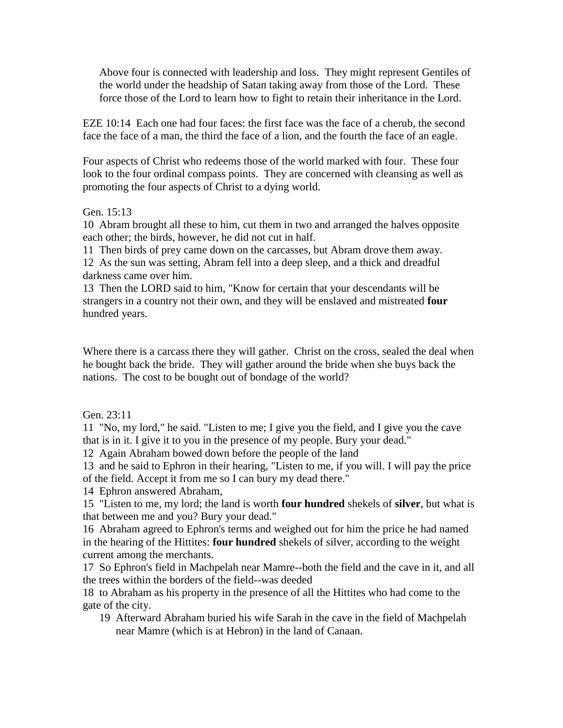Above four is connected with leadership and loss. They might represent Gentiles of the world under the headship of Satan taking away from those of the Lord. These force those of the Lord to learn how to fight to retain their inheritance in the Lord.

EZE 10:14 Each one had four faces: the first face was the face of a cherub, the second face the face of a man, the third the face of a lion, and the fourth the face of an eagle.

Four aspects of Christ who redeems those of the world marked with four. These four look to the four ordinal compass points. They are concerned with cleansing as well as promoting the four aspects of Christ to a dying world.

Gen. 15:13

10 Abram brought all these to him, cut them in two and arranged the halves opposite each other; the birds, however, he did not cut in half.

11 Then birds of prey came down on the carcasses, but Abram drove them away.

12 As the sun was setting, Abram fell into a deep sleep, and a thick and dreadful darkness came over him.

13 Then the LORD said to him, "Know for certain that your descendants will be strangers in a country not their own, and they will be enslaved and mistreated **four** hundred years.

Where there is a carcass there they will gather. Christ on the cross, sealed the deal when he bought back the bride. They will gather around the bride when she buys back the nations. The cost to be bought out of bondage of the world?

Gen. 23:11

11 "No, my lord," he said. "Listen to me; I give you the field, and I give you the cave that is in it. I give it to you in the presence of my people. Bury your dead."

12 Again Abraham bowed down before the people of the land

13 and he said to Ephron in their hearing, "Listen to me, if you will. I will pay the price of the field. Accept it from me so I can bury my dead there."

14 Ephron answered Abraham,

15 "Listen to me, my lord; the land is worth **four hundred** shekels of **silver**, but what is that between me and you? Bury your dead."

16 Abraham agreed to Ephron's terms and weighed out for him the price he had named in the hearing of the Hittites: **four hundred** shekels of silver, according to the weight current among the merchants.

17 So Ephron's field in Machpelah near Mamre--both the field and the cave in it, and all the trees within the borders of the field--was deeded

18 to Abraham as his property in the presence of all the Hittites who had come to the gate of the city.

19 Afterward Abraham buried his wife Sarah in the cave in the field of Machpelah near Mamre (which is at Hebron) in the land of Canaan.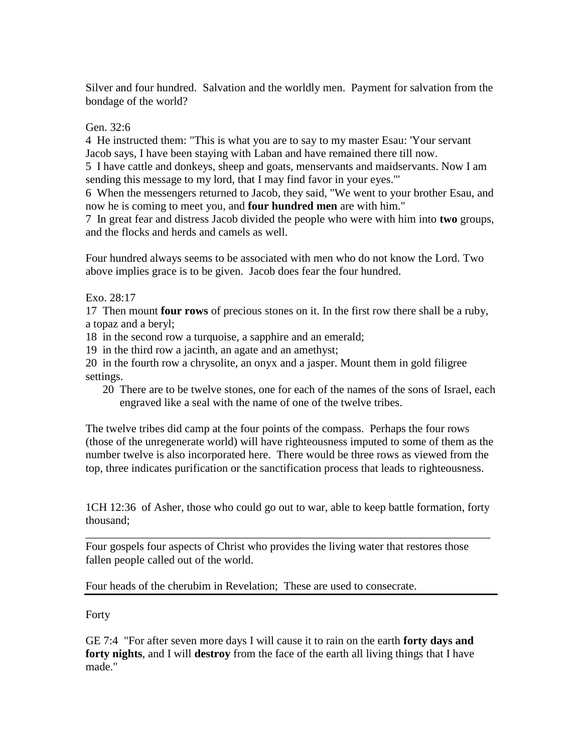Silver and four hundred. Salvation and the worldly men. Payment for salvation from the bondage of the world?

Gen. 32:6

4 He instructed them: "This is what you are to say to my master Esau: 'Your servant Jacob says, I have been staying with Laban and have remained there till now.

5 I have cattle and donkeys, sheep and goats, menservants and maidservants. Now I am sending this message to my lord, that I may find favor in your eyes.'"

6 When the messengers returned to Jacob, they said, "We went to your brother Esau, and now he is coming to meet you, and **four hundred men** are with him."

7 In great fear and distress Jacob divided the people who were with him into **two** groups, and the flocks and herds and camels as well.

Four hundred always seems to be associated with men who do not know the Lord. Two above implies grace is to be given. Jacob does fear the four hundred.

Exo. 28:17

17 Then mount **four rows** of precious stones on it. In the first row there shall be a ruby, a topaz and a beryl;

18 in the second row a turquoise, a sapphire and an emerald;

19 in the third row a jacinth, an agate and an amethyst;

20 in the fourth row a chrysolite, an onyx and a jasper. Mount them in gold filigree settings.

20 There are to be twelve stones, one for each of the names of the sons of Israel, each engraved like a seal with the name of one of the twelve tribes.

The twelve tribes did camp at the four points of the compass. Perhaps the four rows (those of the unregenerate world) will have righteousness imputed to some of them as the number twelve is also incorporated here. There would be three rows as viewed from the top, three indicates purification or the sanctification process that leads to righteousness.

1CH 12:36 of Asher, those who could go out to war, able to keep battle formation, forty thousand;

---

Four gospels four aspects of Christ who provides the living water that restores those fallen people called out of the world.

Four heads of the cherubim in Revelation; These are used to consecrate.

---

Forty

GE 7:4 "For after seven more days I will cause it to rain on the earth **forty days and forty nights**, and I will **destroy** from the face of the earth all living things that I have made."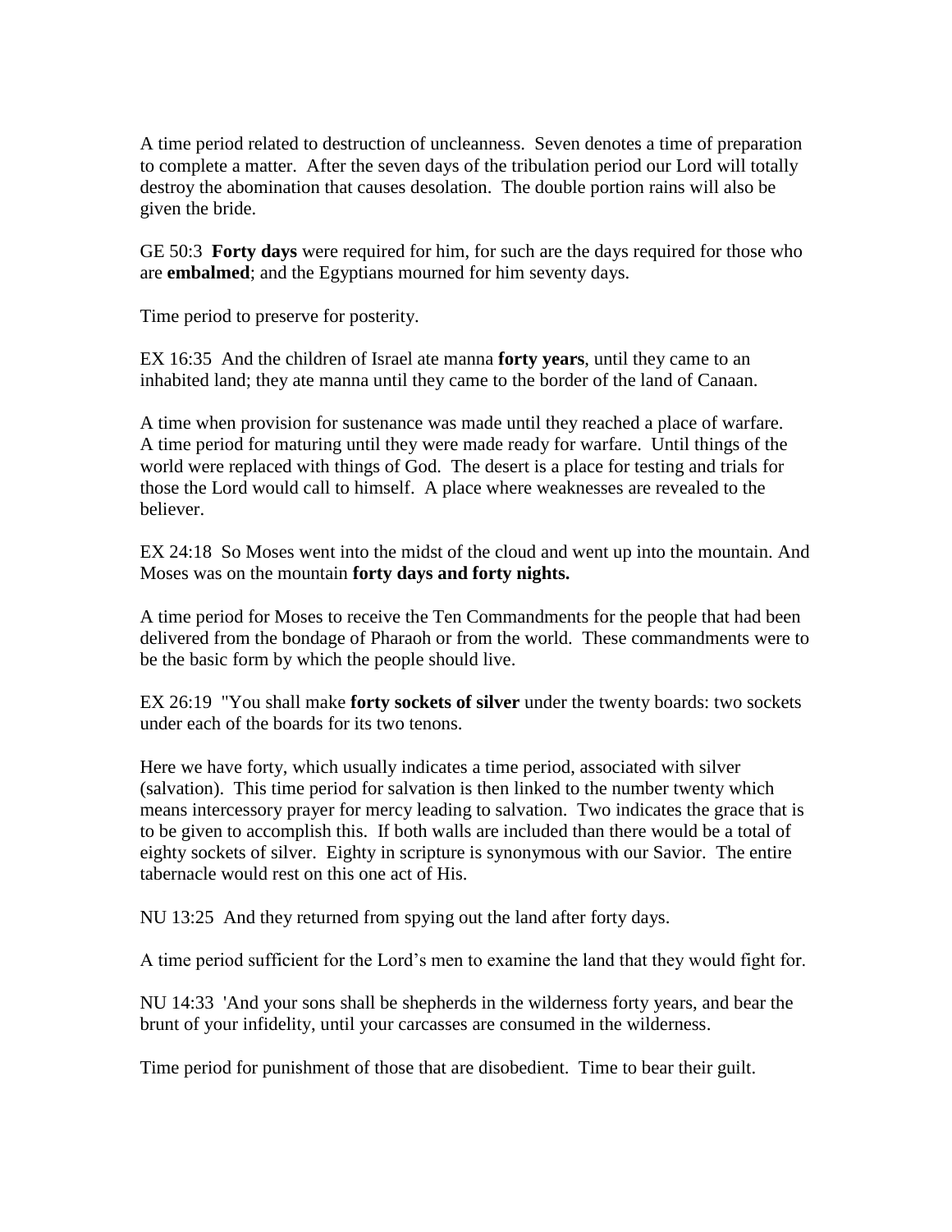A time period related to destruction of uncleanness. Seven denotes a time of preparation to complete a matter. After the seven days of the tribulation period our Lord will totally destroy the abomination that causes desolation. The double portion rains will also be given the bride.

GE 50:3 **Forty days** were required for him, for such are the days required for those who are **embalmed**; and the Egyptians mourned for him seventy days.

Time period to preserve for posterity.

EX 16:35 And the children of Israel ate manna **forty years**, until they came to an inhabited land; they ate manna until they came to the border of the land of Canaan.

A time when provision for sustenance was made until they reached a place of warfare. A time period for maturing until they were made ready for warfare. Until things of the world were replaced with things of God. The desert is a place for testing and trials for those the Lord would call to himself. A place where weaknesses are revealed to the believer.

EX 24:18 So Moses went into the midst of the cloud and went up into the mountain. And Moses was on the mountain **forty days and forty nights.**

A time period for Moses to receive the Ten Commandments for the people that had been delivered from the bondage of Pharaoh or from the world. These commandments were to be the basic form by which the people should live.

EX 26:19 "You shall make **forty sockets of silver** under the twenty boards: two sockets under each of the boards for its two tenons.

Here we have forty, which usually indicates a time period, associated with silver (salvation). This time period for salvation is then linked to the number twenty which means intercessory prayer for mercy leading to salvation. Two indicates the grace that is to be given to accomplish this. If both walls are included than there would be a total of eighty sockets of silver. Eighty in scripture is synonymous with our Savior. The entire tabernacle would rest on this one act of His.

NU 13:25 And they returned from spying out the land after forty days.

A time period sufficient for the Lord's men to examine the land that they would fight for.

NU 14:33 'And your sons shall be shepherds in the wilderness forty years, and bear the brunt of your infidelity, until your carcasses are consumed in the wilderness.

Time period for punishment of those that are disobedient. Time to bear their guilt.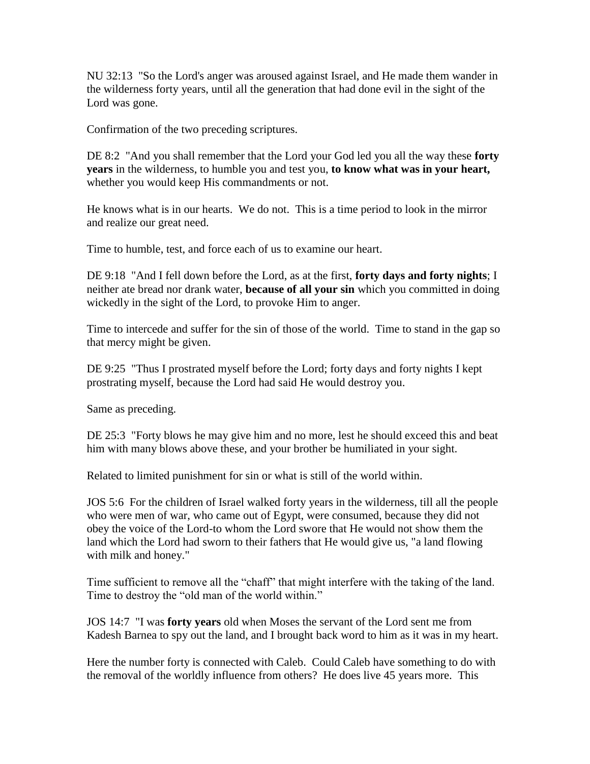NU 32:13 "So the Lord's anger was aroused against Israel, and He made them wander in the wilderness forty years, until all the generation that had done evil in the sight of the Lord was gone.

Confirmation of the two preceding scriptures.

DE 8:2 "And you shall remember that the Lord your God led you all the way these **forty years** in the wilderness, to humble you and test you, **to know what was in your heart,** whether you would keep His commandments or not.

He knows what is in our hearts. We do not. This is a time period to look in the mirror and realize our great need.

Time to humble, test, and force each of us to examine our heart.

DE 9:18 "And I fell down before the Lord, as at the first, **forty days and forty nights**; I neither ate bread nor drank water, **because of all your sin** which you committed in doing wickedly in the sight of the Lord, to provoke Him to anger.

Time to intercede and suffer for the sin of those of the world. Time to stand in the gap so that mercy might be given.

DE 9:25 "Thus I prostrated myself before the Lord; forty days and forty nights I kept prostrating myself, because the Lord had said He would destroy you.

Same as preceding.

DE 25:3 "Forty blows he may give him and no more, lest he should exceed this and beat him with many blows above these, and your brother be humiliated in your sight.

Related to limited punishment for sin or what is still of the world within.

JOS 5:6 For the children of Israel walked forty years in the wilderness, till all the people who were men of war, who came out of Egypt, were consumed, because they did not obey the voice of the Lord-to whom the Lord swore that He would not show them the land which the Lord had sworn to their fathers that He would give us, "a land flowing with milk and honey."

Time sufficient to remove all the "chaff" that might interfere with the taking of the land. Time to destroy the "old man of the world within."

JOS 14:7 "I was **forty years** old when Moses the servant of the Lord sent me from Kadesh Barnea to spy out the land, and I brought back word to him as it was in my heart.

Here the number forty is connected with Caleb. Could Caleb have something to do with the removal of the worldly influence from others? He does live 45 years more. This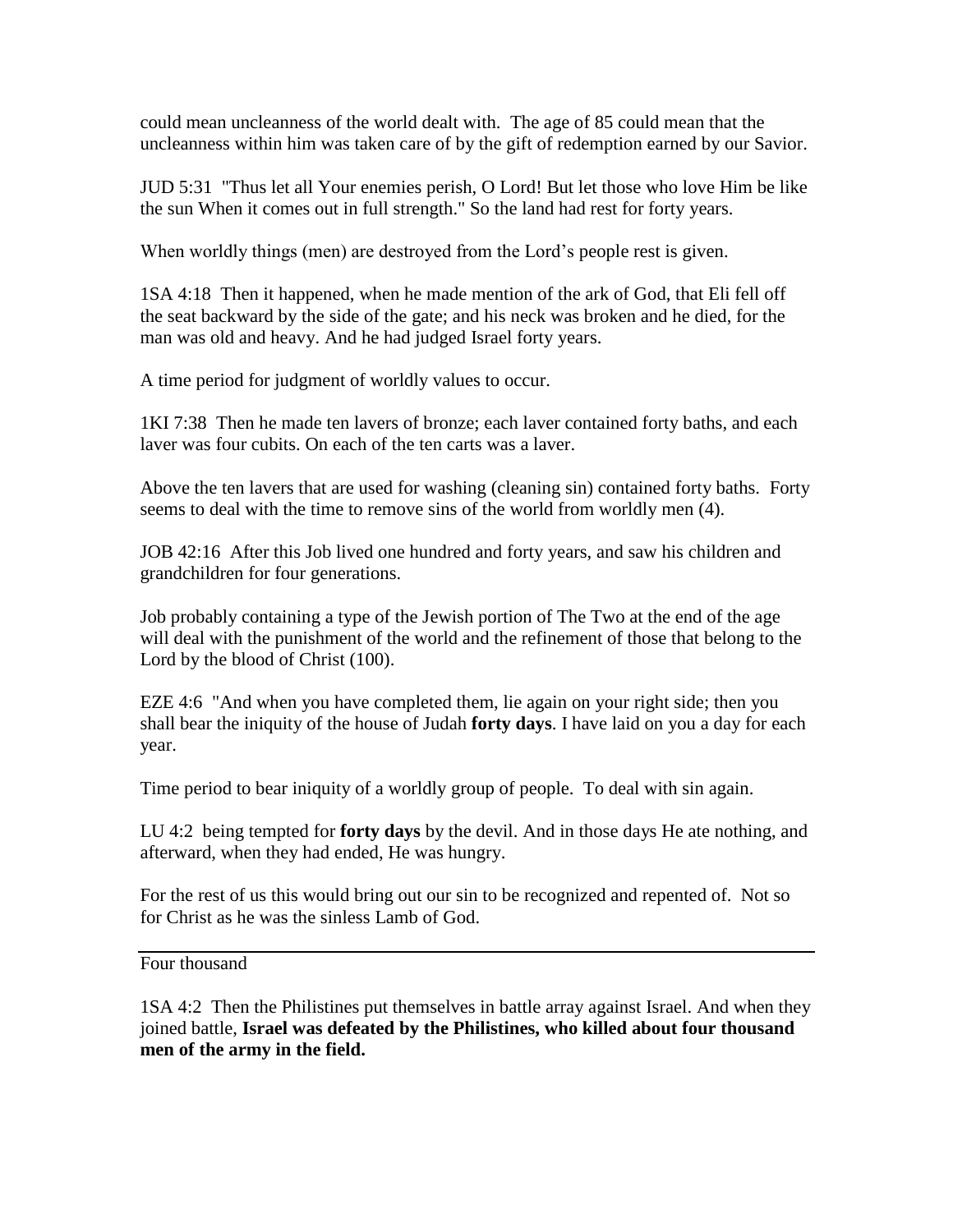could mean uncleanness of the world dealt with. The age of 85 could mean that the uncleanness within him was taken care of by the gift of redemption earned by our Savior.

JUD 5:31 "Thus let all Your enemies perish, O Lord! But let those who love Him be like the sun When it comes out in full strength." So the land had rest for forty years.

When worldly things (men) are destroyed from the Lord's people rest is given.

1SA 4:18 Then it happened, when he made mention of the ark of God, that Eli fell off the seat backward by the side of the gate; and his neck was broken and he died, for the man was old and heavy. And he had judged Israel forty years.

A time period for judgment of worldly values to occur.

1KI 7:38 Then he made ten lavers of bronze; each laver contained forty baths, and each laver was four cubits. On each of the ten carts was a laver.

Above the ten lavers that are used for washing (cleaning sin) contained forty baths. Forty seems to deal with the time to remove sins of the world from worldly men (4).

JOB 42:16 After this Job lived one hundred and forty years, and saw his children and grandchildren for four generations.

Job probably containing a type of the Jewish portion of The Two at the end of the age will deal with the punishment of the world and the refinement of those that belong to the Lord by the blood of Christ (100).

EZE 4:6 "And when you have completed them, lie again on your right side; then you shall bear the iniquity of the house of Judah **forty days**. I have laid on you a day for each year.

Time period to bear iniquity of a worldly group of people. To deal with sin again.

LU 4:2 being tempted for **forty days** by the devil. And in those days He ate nothing, and afterward, when they had ended, He was hungry.

For the rest of us this would bring out our sin to be recognized and repented of. Not so for Christ as he was the sinless Lamb of God.

---

Four thousand

1SA 4:2 Then the Philistines put themselves in battle array against Israel. And when they joined battle, **Israel was defeated by the Philistines, who killed about four thousand men of the army in the field.**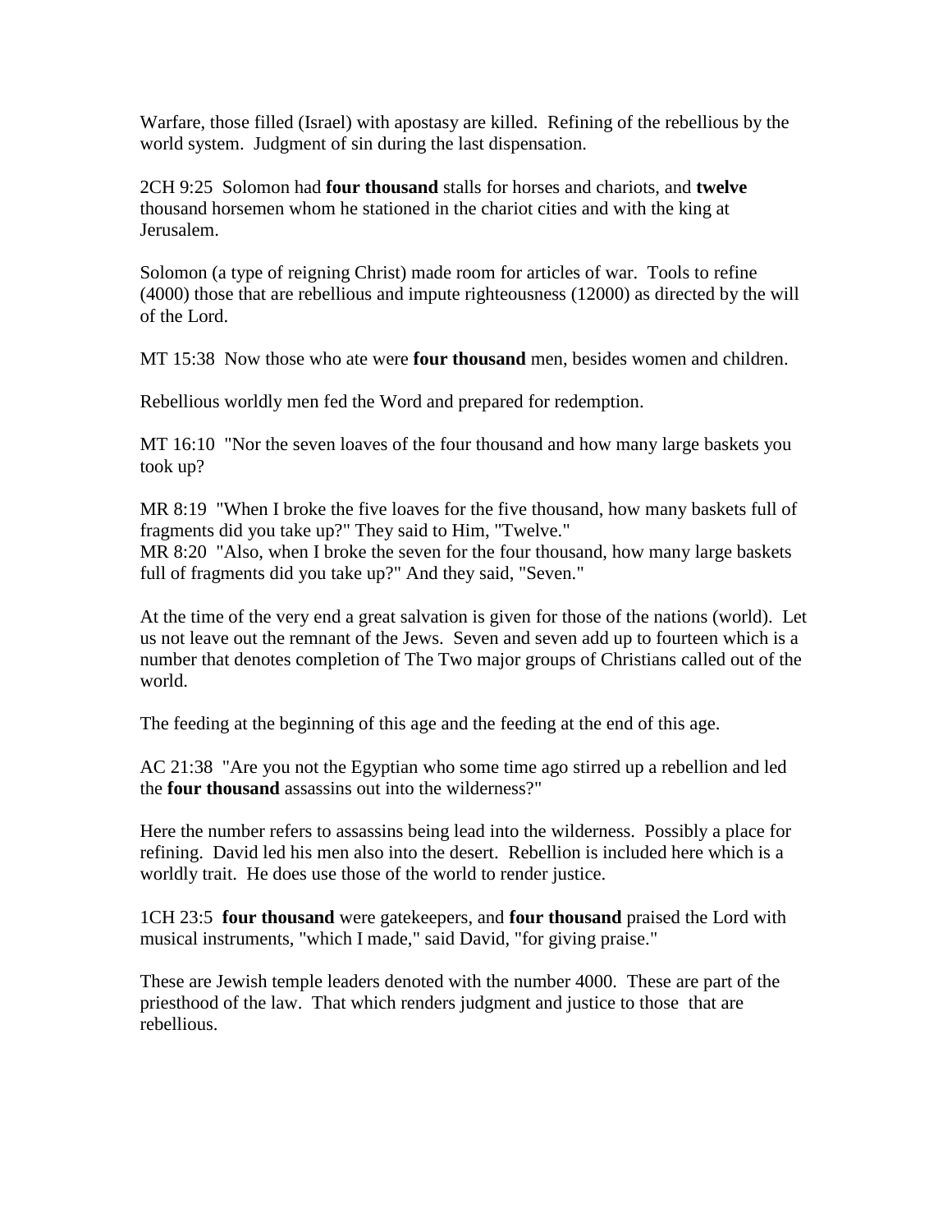Warfare, those filled (Israel) with apostasy are killed. Refining of the rebellious by the world system. Judgment of sin during the last dispensation.

2CH 9:25 Solomon had **four thousand** stalls for horses and chariots, and **twelve** thousand horsemen whom he stationed in the chariot cities and with the king at Jerusalem.

Solomon (a type of reigning Christ) made room for articles of war. Tools to refine (4000) those that are rebellious and impute righteousness (12000) as directed by the will of the Lord.

MT 15:38 Now those who ate were **four thousand** men, besides women and children.

Rebellious worldly men fed the Word and prepared for redemption.

MT 16:10 "Nor the seven loaves of the four thousand and how many large baskets you took up?

MR 8:19 "When I broke the five loaves for the five thousand, how many baskets full of fragments did you take up?" They said to Him, "Twelve."
MR 8:20 "Also, when I broke the seven for the four thousand, how many large baskets full of fragments did you take up?" And they said, "Seven."

At the time of the very end a great salvation is given for those of the nations (world). Let us not leave out the remnant of the Jews. Seven and seven add up to fourteen which is a number that denotes completion of The Two major groups of Christians called out of the world.

The feeding at the beginning of this age and the feeding at the end of this age.

AC 21:38 "Are you not the Egyptian who some time ago stirred up a rebellion and led the **four thousand** assassins out into the wilderness?"

Here the number refers to assassins being lead into the wilderness. Possibly a place for refining. David led his men also into the desert. Rebellion is included here which is a worldly trait. He does use those of the world to render justice.

1CH 23:5 **four thousand** were gatekeepers, and **four thousand** praised the Lord with musical instruments, "which I made," said David, "for giving praise."

These are Jewish temple leaders denoted with the number 4000. These are part of the priesthood of the law. That which renders judgment and justice to those that are rebellious.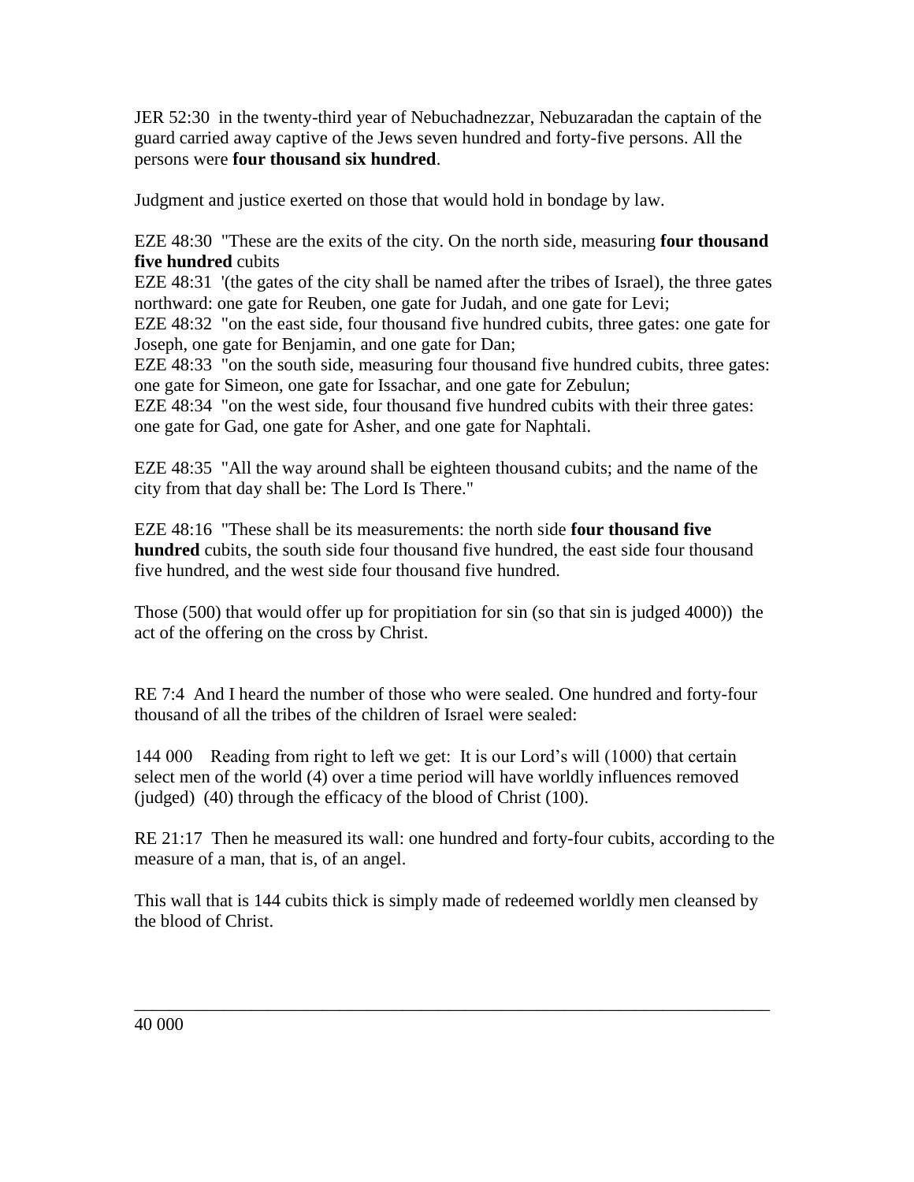JER 52:30  in the twenty-third year of Nebuchadnezzar, Nebuzaradan the captain of the guard carried away captive of the Jews seven hundred and forty-five persons. All the persons were **four thousand six hundred**.

Judgment and justice exerted on those that would hold in bondage by law.

EZE 48:30  "These are the exits of the city. On the north side, measuring **four thousand five hundred** cubits
EZE 48:31  '(the gates of the city shall be named after the tribes of Israel), the three gates northward: one gate for Reuben, one gate for Judah, and one gate for Levi;
EZE 48:32  "on the east side, four thousand five hundred cubits, three gates: one gate for Joseph, one gate for Benjamin, and one gate for Dan;
EZE 48:33  "on the south side, measuring four thousand five hundred cubits, three gates: one gate for Simeon, one gate for Issachar, and one gate for Zebulun;
EZE 48:34  "on the west side, four thousand five hundred cubits with their three gates: one gate for Gad, one gate for Asher, and one gate for Naphtali.

EZE 48:35  "All the way around shall be eighteen thousand cubits; and the name of the city from that day shall be: The Lord Is There."

EZE 48:16  "These shall be its measurements: the north side **four thousand five hundred** cubits, the south side four thousand five hundred, the east side four thousand five hundred, and the west side four thousand five hundred.

Those (500) that would offer up for propitiation for sin (so that sin is judged 4000))  the act of the offering on the cross by Christ.

RE 7:4  And I heard the number of those who were sealed. One hundred and forty-four thousand of all the tribes of the children of Israel were sealed:

144 000    Reading from right to left we get:  It is our Lord's will (1000) that certain select men of the world (4) over a time period will have worldly influences removed (judged)  (40) through the efficacy of the blood of Christ (100).

RE 21:17  Then he measured its wall: one hundred and forty-four cubits, according to the measure of a man, that is, of an angel.

This wall that is 144 cubits thick is simply made of redeemed worldly men cleansed by the blood of Christ.

---

40 000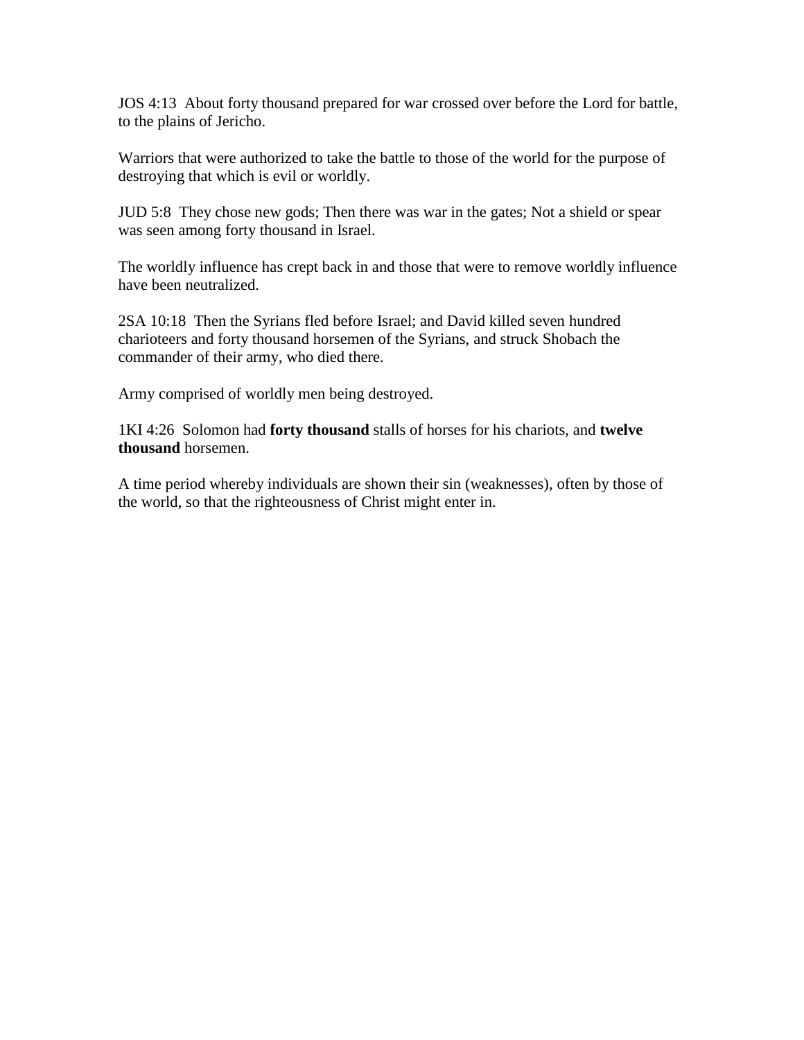JOS 4:13  About forty thousand prepared for war crossed over before the Lord for battle, to the plains of Jericho.

Warriors that were authorized to take the battle to those of the world for the purpose of destroying that which is evil or worldly.

JUD 5:8  They chose new gods; Then there was war in the gates; Not a shield or spear was seen among forty thousand in Israel.

The worldly influence has crept back in and those that were to remove worldly influence have been neutralized.

2SA 10:18  Then the Syrians fled before Israel; and David killed seven hundred charioteers and forty thousand horsemen of the Syrians, and struck Shobach the commander of their army, who died there.

Army comprised of worldly men being destroyed.

1KI 4:26  Solomon had **forty thousand** stalls of horses for his chariots, and **twelve thousand** horsemen.

A time period whereby individuals are shown their sin (weaknesses), often by those of the world, so that the righteousness of Christ might enter in.